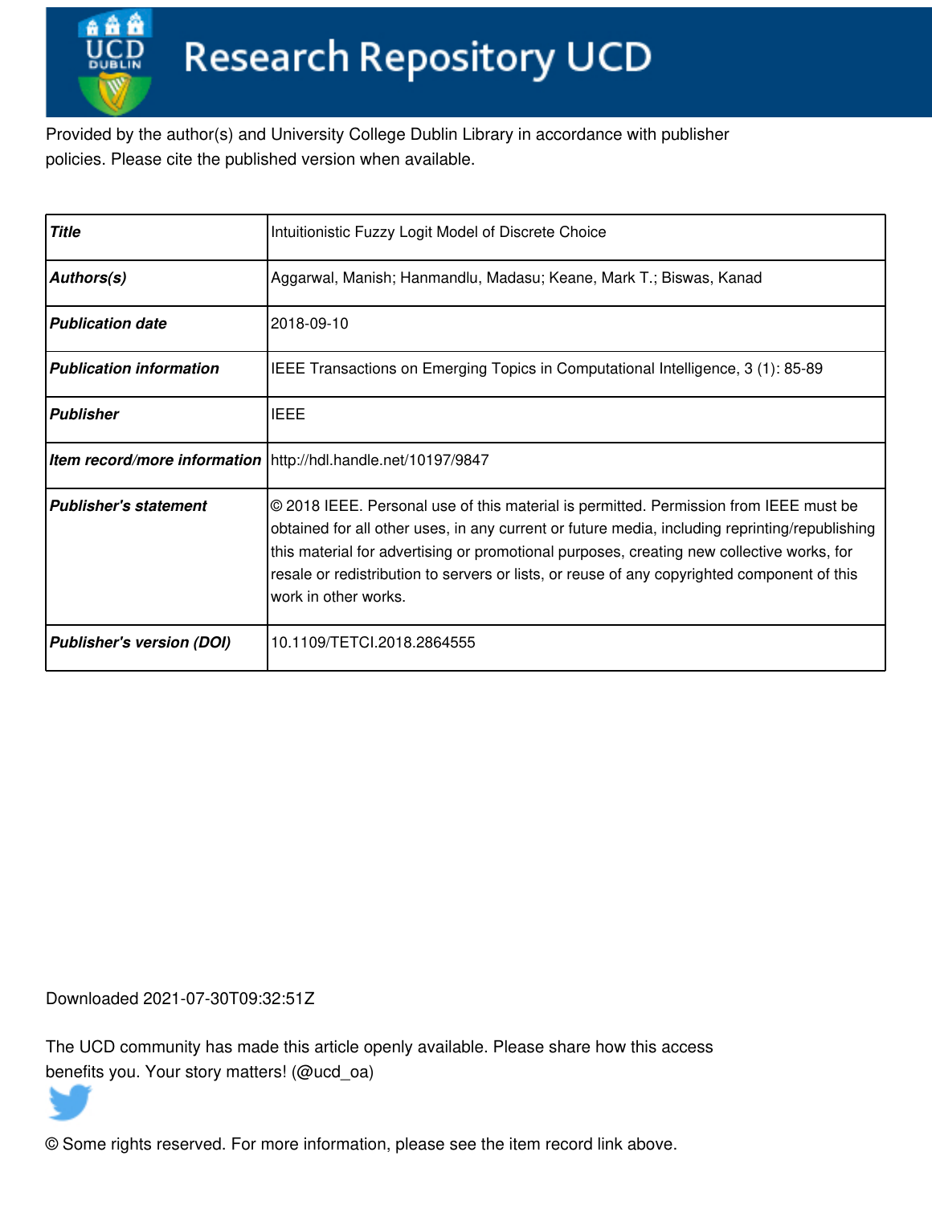# Research Repository UCD

Provided by the author(s) and University College Dublin Library in accordance with publisher policies. Please cite the published version when available.

| *Title* | Intuitionistic Fuzzy Logit Model of Discrete Choice |
|---|---|
| *Authors(s)* | Aggarwal, Manish; Hanmandlu, Madasu; Keane, Mark T.; Biswas, Kanad |
| *Publication date* | 2018-09-10 |
| *Publication information* | IEEE Transactions on Emerging Topics in Computational Intelligence, 3 (1): 85-89 |
| *Publisher* | IEEE |
| *Item record/more information* | http://hdl.handle.net/10197/9847 |
| *Publisher's statement* | © 2018 IEEE. Personal use of this material is permitted. Permission from IEEE must be obtained for all other uses, in any current or future media, including reprinting/republishing this material for advertising or promotional purposes, creating new collective works, for resale or redistribution to servers or lists, or reuse of any copyrighted component of this work in other works. |
| *Publisher's version (DOI)* | 10.1109/TETCI.2018.2864555 |

Downloaded 2021-07-30T09:32:51Z

The UCD community has made this article openly available. Please share how this access benefits you. Your story matters! (@ucd_oa)

© Some rights reserved. For more information, please see the item record link above.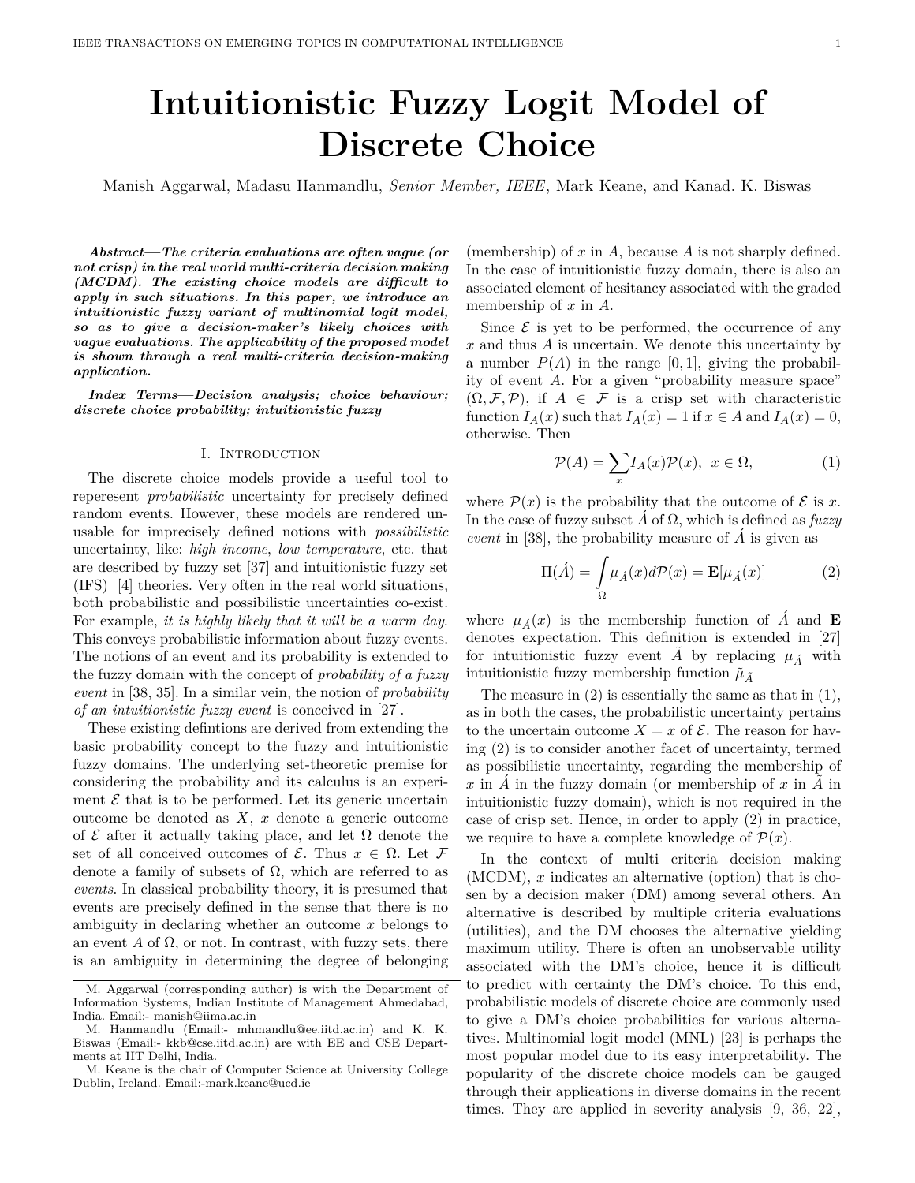# Intuitionistic Fuzzy Logit Model of Discrete Choice

Manish Aggarwal, Madasu Hanmandlu, *Senior Member, IEEE*, Mark Keane, and Kanad. K. Biswas

***Abstract*—*The criteria evaluations are often vague (or not crisp) in the real world multi-criteria decision making (MCDM). The existing choice models are difficult to apply in such situations. In this paper, we introduce an intuitionistic fuzzy variant of multinomial logit model, so as to give a decision-maker's likely choices with vague evaluations. The applicability of the proposed model is shown through a real multi-criteria decision-making application.***

***Index Terms*—*Decision analysis; choice behaviour; discrete choice probability; intuitionistic fuzzy***

## I. Introduction

The discrete choice models provide a useful tool to reperesent *probabilistic* uncertainty for precisely defined random events. However, these models are rendered unusable for imprecisely defined notions with *possibilistic* uncertainty, like: *high income*, *low temperature*, etc. that are described by fuzzy set [37] and intuitionistic fuzzy set (IFS) [4] theories. Very often in the real world situations, both probabilistic and possibilistic uncertainties co-exist. For example, *it is highly likely that it will be a warm day.* This conveys probabilistic information about fuzzy events. The notions of an event and its probability is extended to the fuzzy domain with the concept of *probability of a fuzzy event* in [38, 35]. In a similar vein, the notion of *probability of an intuitionistic fuzzy event* is conceived in [27].

These existing defintions are derived from extending the basic probability concept to the fuzzy and intuitionistic fuzzy domains. The underlying set-theoretic premise for considering the probability and its calculus is an experiment $\mathcal{E}$ that is to be performed. Let its generic uncertain outcome be denoted as $X$, $x$ denote a generic outcome of $\mathcal{E}$ after it actually taking place, and let $\Omega$ denote the set of all conceived outcomes of $\mathcal{E}$. Thus $x \in \Omega$. Let $\mathcal{F}$ denote a family of subsets of $\Omega$, which are referred to as *events*. In classical probability theory, it is presumed that events are precisely defined in the sense that there is no ambiguity in declaring whether an outcome $x$ belongs to an event $A$ of $\Omega$, or not. In contrast, with fuzzy sets, there is an ambiguity in determining the degree of belonging (membership) of $x$ in $A$, because $A$ is not sharply defined. In the case of intuitionistic fuzzy domain, there is also an associated element of hesitancy associated with the graded membership of $x$ in $A$.

Since $\mathcal{E}$ is yet to be performed, the occurrence of any $x$ and thus $A$ is uncertain. We denote this uncertainty by a number $P(A)$ in the range $[0, 1]$, giving the probability of event $A$. For a given "probability measure space" $(\Omega, \mathcal{F}, \mathcal{P})$, if $A \in \mathcal{F}$ is a crisp set with characteristic function $I_A(x)$ such that $I_A(x) = 1$ if $x \in A$ and $I_A(x) = 0$, otherwise. Then

$$\mathcal{P}(A) = \sum_x I_A(x)\mathcal{P}(x), \;\; x \in \Omega, \tag{1}$$

where $\mathcal{P}(x)$ is the probability that the outcome of $\mathcal{E}$ is $x$. In the case of fuzzy subset $\acute{A}$ of $\Omega$, which is defined as *fuzzy event* in [38], the probability measure of $\acute{A}$ is given as

$$\Pi(\acute{A}) = \int_{\Omega} \mu_{\acute{A}}(x) d\mathcal{P}(x) = \mathbf{E}[\mu_{\acute{A}}(x)] \tag{2}$$

where $\mu_{\acute{A}}(x)$ is the membership function of $\acute{A}$ and $\mathbf{E}$ denotes expectation. This definition is extended in [27] for intuitionistic fuzzy event $\tilde{A}$ by replacing $\mu_{\acute{A}}$ with intuitionistic fuzzy membership function $\tilde{\mu}_{\tilde{A}}$

The measure in (2) is essentially the same as that in (1), as in both the cases, the probabilistic uncertainty pertains to the uncertain outcome $X = x$ of $\mathcal{E}$. The reason for having (2) is to consider another facet of uncertainty, termed as possibilistic uncertainty, regarding the membership of $x$ in $\acute{A}$ in the fuzzy domain (or membership of $x$ in $\tilde{A}$ in intuitionistic fuzzy domain), which is not required in the case of crisp set. Hence, in order to apply (2) in practice, we require to have a complete knowledge of $\mathcal{P}(x)$.

In the context of multi criteria decision making (MCDM), $x$ indicates an alternative (option) that is chosen by a decision maker (DM) among several others. An alternative is described by multiple criteria evaluations (utilities), and the DM chooses the alternative yielding maximum utility. There is often an unobservable utility associated with the DM's choice, hence it is difficult to predict with certainty the DM's choice. To this end, probabilistic models of discrete choice are commonly used to give a DM's choice probabilities for various alternatives. Multinomial logit model (MNL) [23] is perhaps the most popular model due to its easy interpretability. The popularity of the discrete choice models can be gauged through their applications in diverse domains in the recent times. They are applied in severity analysis [9, 36, 22],

---

M. Aggarwal (corresponding author) is with the Department of Information Systems, Indian Institute of Management Ahmedabad, India. Email:- manish@iima.ac.in

M. Hanmandlu (Email:- mhmandlu@ee.iitd.ac.in) and K. K. Biswas (Email:- kkb@cse.iitd.ac.in) are with EE and CSE Departments at IIT Delhi, India.

M. Keane is the chair of Computer Science at University College Dublin, Ireland. Email:-mark.keane@ucd.ie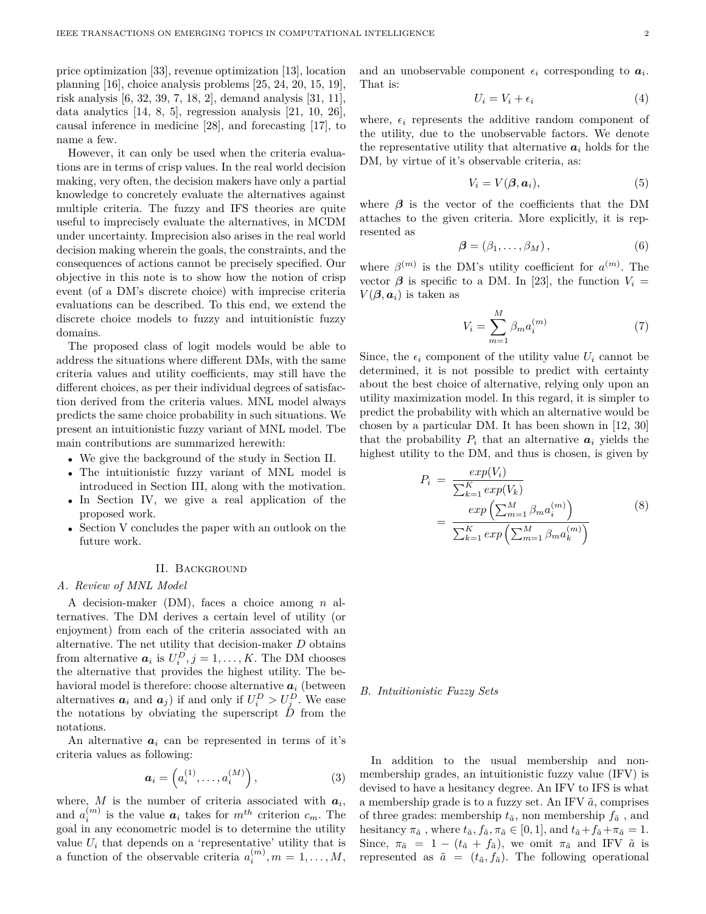price optimization [33], revenue optimization [13], location planning [16], choice analysis problems [25, 24, 20, 15, 19], risk analysis [6, 32, 39, 7, 18, 2], demand analysis [31, 11], data analytics [14, 8, 5], regression analysis [21, 10, 26], causal inference in medicine [28], and forecasting [17], to name a few.

However, it can only be used when the criteria evaluations are in terms of crisp values. In the real world decision making, very often, the decision makers have only a partial knowledge to concretely evaluate the alternatives against multiple criteria. The fuzzy and IFS theories are quite useful to imprecisely evaluate the alternatives, in MCDM under uncertainty. Imprecision also arises in the real world decision making wherein the goals, the constraints, and the consequences of actions cannot be precisely specified. Our objective in this note is to show how the notion of crisp event (of a DM's discrete choice) with imprecise criteria evaluations can be described. To this end, we extend the discrete choice models to fuzzy and intuitionistic fuzzy domains.

The proposed class of logit models would be able to address the situations where different DMs, with the same criteria values and utility coefficients, may still have the different choices, as per their individual degrees of satisfaction derived from the criteria values. MNL model always predicts the same choice probability in such situations. We present an intuitionistic fuzzy variant of MNL model. Tbe main contributions are summarized herewith:

- We give the background of the study in Section II.
- The intuitionistic fuzzy variant of MNL model is introduced in Section III, along with the motivation.
- In Section IV, we give a real application of the proposed work.
- Section V concludes the paper with an outlook on the future work.

## II. Background

### A. Review of MNL Model

A decision-maker (DM), faces a choice among $n$ alternatives. The DM derives a certain level of utility (or enjoyment) from each of the criteria associated with an alternative. The net utility that decision-maker $D$ obtains from alternative $\boldsymbol{a}_i$ is $U_i^D, j = 1, \ldots, K$. The DM chooses the alternative that provides the highest utility. The behavioral model is therefore: choose alternative $\boldsymbol{a}_i$ (between alternatives $\boldsymbol{a}_i$ and $\boldsymbol{a}_j$) if and only if $U_i^D > U_j^D$. We ease the notations by obviating the superscript $D$ from the notations.

An alternative $\boldsymbol{a}_i$ can be represented in terms of it's criteria values as following:

$$\boldsymbol{a}_i = \left(a_i^{(1)}, \ldots, a_i^{(M)}\right), \tag{3}$$

where, $M$ is the number of criteria associated with $\boldsymbol{a}_i$, and $a_i^{(m)}$ is the value $\boldsymbol{a}_i$ takes for $m^{th}$ criterion $c_m$. The goal in any econometric model is to determine the utility value $U_i$ that depends on a 'representative' utility that is a function of the observable criteria $a_i^{(m)}, m = 1, \ldots, M$, and an unobservable component $\epsilon_i$ corresponding to $\boldsymbol{a}_i$. That is:

$$U_i = V_i + \epsilon_i \tag{4}$$

where, $\epsilon_i$ represents the additive random component of the utility, due to the unobservable factors. We denote the representative utility that alternative $\boldsymbol{a}_i$ holds for the DM, by virtue of it's observable criteria, as:

$$V_i = V(\boldsymbol{\beta}, \boldsymbol{a}_i), \tag{5}$$

where $\boldsymbol{\beta}$ is the vector of the coefficients that the DM attaches to the given criteria. More explicitly, it is represented as

$$\boldsymbol{\beta} = (\beta_1, \ldots, \beta_M), \tag{6}$$

where $\beta^{(m)}$ is the DM's utility coefficient for $a^{(m)}$. The vector $\boldsymbol{\beta}$ is specific to a DM. In [23], the function $V_i = V(\boldsymbol{\beta}, \boldsymbol{a}_i)$ is taken as

$$V_i = \sum_{m=1}^{M} \beta_m a_i^{(m)} \tag{7}$$

Since, the $\epsilon_i$ component of the utility value $U_i$ cannot be determined, it is not possible to predict with certainty about the best choice of alternative, relying only upon an utility maximization model. In this regard, it is simpler to predict the probability with which an alternative would be chosen by a particular DM. It has been shown in [12, 30] that the probability $P_i$ that an alternative $\boldsymbol{a}_i$ yields the highest utility to the DM, and thus is chosen, is given by

$$\begin{aligned} P_i &= \frac{exp(V_i)}{\sum_{k=1}^{K} exp(V_k)} \\ &= \frac{exp\left(\sum_{m=1}^{M} \beta_m a_i^{(m)}\right)}{\sum_{k=1}^{K} exp\left(\sum_{m=1}^{M} \beta_m a_k^{(m)}\right)} \end{aligned} \tag{8}$$

### B. Intuitionistic Fuzzy Sets

In addition to the usual membership and non-membership grades, an intuitionistic fuzzy value (IFV) is devised to have a hesitancy degree. An IFV to IFS is what a membership grade is to a fuzzy set. An IFV $\tilde{a}$, comprises of three grades: membership $t_{\tilde{a}}$, non membership $f_{\tilde{a}}$, and hesitancy $\pi_{\tilde{a}}$, where $t_{\tilde{a}}, f_{\tilde{a}}, \pi_{\tilde{a}} \in [0, 1]$, and $t_{\tilde{a}} + f_{\tilde{a}} + \pi_{\tilde{a}} = 1$. Since, $\pi_{\tilde{a}} = 1 - (t_{\tilde{a}} + f_{\tilde{a}})$, we omit $\pi_{\tilde{a}}$ and IFV $\tilde{a}$ is represented as $\tilde{a} = (t_{\tilde{a}}, f_{\tilde{a}})$. The following operational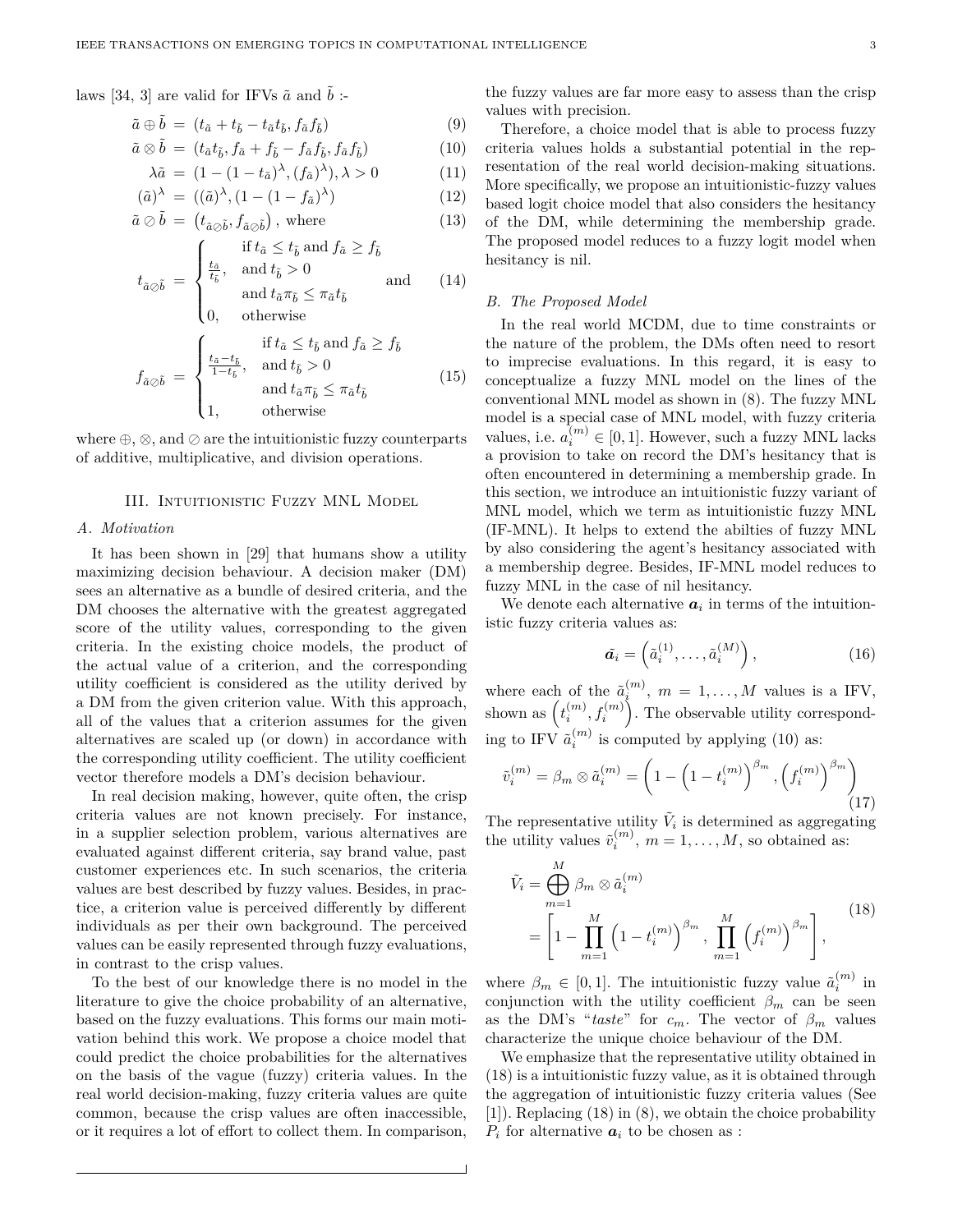laws [34, 3] are valid for IFVs $\tilde{a}$ and $\tilde{b}$ :-

$$\tilde{a} \oplus \tilde{b} = (t_{\tilde{a}} + t_{\tilde{b}} - t_{\tilde{a}} t_{\tilde{b}}, f_{\tilde{a}} f_{\tilde{b}}) \tag{9}$$

$$\tilde{a} \otimes \tilde{b} = (t_{\tilde{a}} t_{\tilde{b}}, f_{\tilde{a}} + f_{\tilde{b}} - f_{\tilde{a}} f_{\tilde{b}}, f_{\tilde{a}} f_{\tilde{b}}) \tag{10}$$

$$\lambda \tilde{a} = (1 - (1 - t_{\tilde{a}})^{\lambda}, (f_{\tilde{a}})^{\lambda}), \lambda > 0 \tag{11}$$

$$(\tilde{a})^{\lambda} = ((\tilde{a})^{\lambda}, (1 - (1 - f_{\tilde{a}})^{\lambda}) \tag{12}$$

$$\tilde{a} \oslash \tilde{b} = \left(t_{\tilde{a} \oslash \tilde{b}}, f_{\tilde{a} \oslash \tilde{b}}\right), \text{ where} \tag{13}$$

$$t_{\tilde{a} \oslash \tilde{b}} = \begin{cases} \frac{t_{\tilde{a}}}{t_{\tilde{b}}}, & \text{if } t_{\tilde{a}} \le t_{\tilde{b}} \text{ and } f_{\tilde{a}} \ge f_{\tilde{b}} \\ & \text{and } t_{\tilde{b}} > 0 \\ & \text{and } t_{\tilde{a}} \pi_{\tilde{b}} \le \pi_{\tilde{a}} t_{\tilde{b}} \\ 0, & \text{otherwise} \end{cases} \quad \text{and} \tag{14}$$

$$f_{\tilde{a} \oslash \tilde{b}} = \begin{cases} \frac{t_{\tilde{a}} - t_{\tilde{b}}}{1 - t_{\tilde{b}}}, & \text{if } t_{\tilde{a}} \le t_{\tilde{b}} \text{ and } f_{\tilde{a}} \ge f_{\tilde{b}} \\ & \text{and } t_{\tilde{b}} > 0 \\ & \text{and } t_{\tilde{a}} \pi_{\tilde{b}} \le \pi_{\tilde{a}} t_{\tilde{b}} \\ 1, & \text{otherwise} \end{cases} \tag{15}$$

where $\oplus$, $\otimes$, and $\oslash$ are the intuitionistic fuzzy counterparts of additive, multiplicative, and division operations.

## III. Intuitionistic Fuzzy MNL Model

### A. Motivation

It has been shown in [29] that humans show a utility maximizing decision behaviour. A decision maker (DM) sees an alternative as a bundle of desired criteria, and the DM chooses the alternative with the greatest aggregated score of the utility values, corresponding to the given criteria. In the existing choice models, the product of the actual value of a criterion, and the corresponding utility coefficient is considered as the utility derived by a DM from the given criterion value. With this approach, all of the values that a criterion assumes for the given alternatives are scaled up (or down) in accordance with the corresponding utility coefficient. The utility coefficient vector therefore models a DM's decision behaviour.

In real decision making, however, quite often, the crisp criteria values are not known precisely. For instance, in a supplier selection problem, various alternatives are evaluated against different criteria, say brand value, past customer experiences etc. In such scenarios, the criteria values are best described by fuzzy values. Besides, in practice, a criterion value is perceived differently by different individuals as per their own background. The perceived values can be easily represented through fuzzy evaluations, in contrast to the crisp values.

To the best of our knowledge there is no model in the literature to give the choice probability of an alternative, based on the fuzzy evaluations. This forms our main motivation behind this work. We propose a choice model that could predict the choice probabilities for the alternatives on the basis of the vague (fuzzy) criteria values. In the real world decision-making, fuzzy criteria values are quite common, because the crisp values are often inaccessible, or it requires a lot of effort to collect them. In comparison, the fuzzy values are far more easy to assess than the crisp values with precision.

Therefore, a choice model that is able to process fuzzy criteria values holds a substantial potential in the representation of the real world decision-making situations. More specifically, we propose an intuitionistic-fuzzy values based logit choice model that also considers the hesitancy of the DM, while determining the membership grade. The proposed model reduces to a fuzzy logit model when hesitancy is nil.

### B. The Proposed Model

In the real world MCDM, due to time constraints or the nature of the problem, the DMs often need to resort to imprecise evaluations. In this regard, it is easy to conceptualize a fuzzy MNL model on the lines of the conventional MNL model as shown in (8). The fuzzy MNL model is a special case of MNL model, with fuzzy criteria values, i.e. $a_i^{(m)} \in [0, 1]$. However, such a fuzzy MNL lacks a provision to take on record the DM's hesitancy that is often encountered in determining a membership grade. In this section, we introduce an intuitionistic fuzzy variant of MNL model, which we term as intuitionistic fuzzy MNL (IF-MNL). It helps to extend the abilties of fuzzy MNL by also considering the agent's hesitancy associated with a membership degree. Besides, IF-MNL model reduces to fuzzy MNL in the case of nil hesitancy.

We denote each alternative $\boldsymbol{a}_i$ in terms of the intuitionistic fuzzy criteria values as:

$$\tilde{\boldsymbol{a}}_i = \left(\tilde{a}_i^{(1)}, \ldots, \tilde{a}_i^{(M)}\right), \tag{16}$$

where each of the $\tilde{a}_i^{(m)}$, $m = 1, \ldots, M$ values is a IFV, shown as $\left(t_i^{(m)}, f_i^{(m)}\right)$. The observable utility corresponding to IFV $\tilde{a}_i^{(m)}$ is computed by applying (10) as:

$$\tilde{v}_i^{(m)} = \beta_m \otimes \tilde{a}_i^{(m)} = \left(1 - \left(1 - t_i^{(m)}\right)^{\beta_m}, \left(f_i^{(m)}\right)^{\beta_m}\right) \tag{17}$$

The representative utility $\tilde{V}_i$ is determined as aggregating the utility values $\tilde{v}_i^{(m)}$, $m = 1, \ldots, M$, so obtained as:

$$\begin{aligned} \tilde{V}_i &= \bigoplus_{m=1}^{M} \beta_m \otimes \tilde{a}_i^{(m)} \\ &= \left[1 - \prod_{m=1}^{M} \left(1 - t_i^{(m)}\right)^{\beta_m}, \prod_{m=1}^{M} \left(f_i^{(m)}\right)^{\beta_m}\right], \end{aligned} \tag{18}$$

where $\beta_m \in [0, 1]$. The intuitionistic fuzzy value $\tilde{a}_i^{(m)}$ in conjunction with the utility coefficient $\beta_m$ can be seen as the DM's "*taste*" for $c_m$. The vector of $\beta_m$ values characterize the unique choice behaviour of the DM.

We emphasize that the representative utility obtained in (18) is a intuitionistic fuzzy value, as it is obtained through the aggregation of intuitionistic fuzzy criteria values (See [1]). Replacing (18) in (8), we obtain the choice probability $P_i$ for alternative $\boldsymbol{a}_i$ to be chosen as :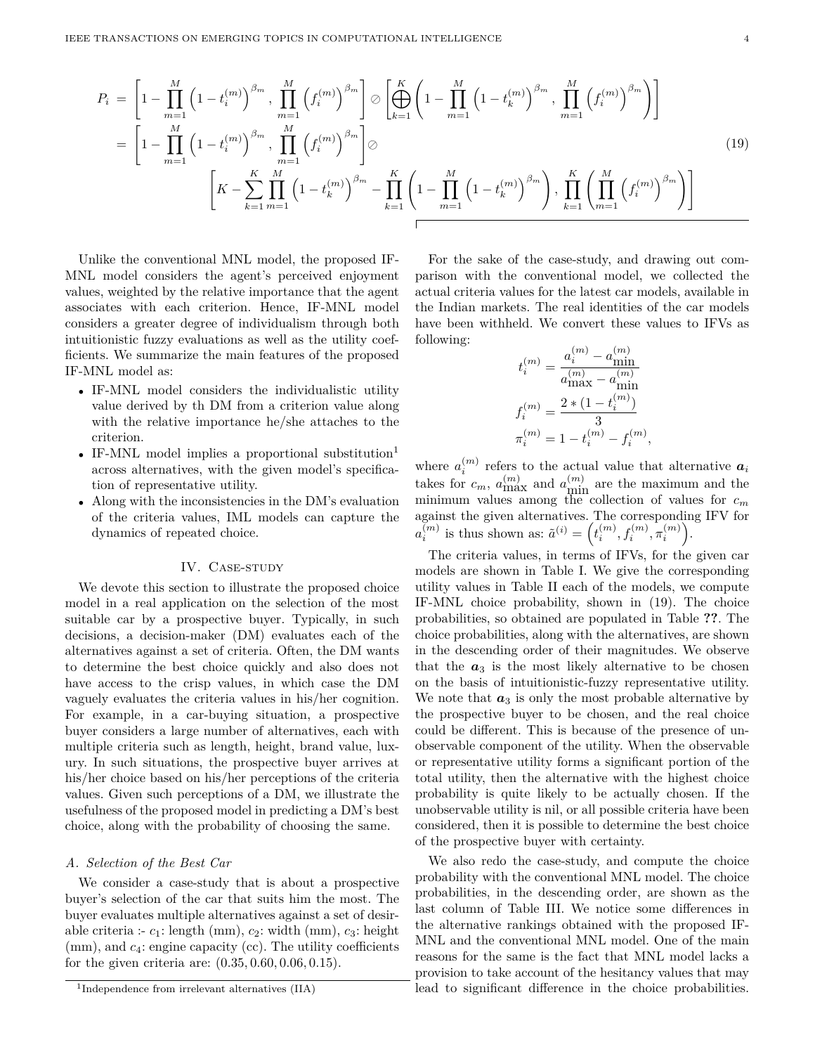$$
\begin{aligned}
P_i \;=\; & \left[1-\prod_{m=1}^{M}\left(1-t_i^{(m)}\right)^{\beta_m},\ \prod_{m=1}^{M}\left(f_i^{(m)}\right)^{\beta_m}\right] \oslash \left[\bigoplus_{k=1}^{K}\left(1-\prod_{m=1}^{M}\left(1-t_k^{(m)}\right)^{\beta_m},\ \prod_{m=1}^{M}\left(f_i^{(m)}\right)^{\beta_m}\right)\right] \\
=\; & \left[1-\prod_{m=1}^{M}\left(1-t_i^{(m)}\right)^{\beta_m},\ \prod_{m=1}^{M}\left(f_i^{(m)}\right)^{\beta_m}\right] \oslash \\
& \left[K-\sum_{k=1}^{K}\prod_{m=1}^{M}\left(1-t_k^{(m)}\right)^{\beta_m}-\prod_{k=1}^{K}\left(1-\prod_{m=1}^{M}\left(1-t_k^{(m)}\right)^{\beta_m}\right),\ \prod_{k=1}^{K}\left(\prod_{m=1}^{M}\left(f_i^{(m)}\right)^{\beta_m}\right)\right]
\end{aligned}
\tag{19}
$$

Unlike the conventional MNL model, the proposed IF-MNL model considers the agent's perceived enjoyment values, weighted by the relative importance that the agent associates with each criterion. Hence, IF-MNL model considers a greater degree of individualism through both intuitionistic fuzzy evaluations as well as the utility coefficients. We summarize the main features of the proposed IF-MNL model as:

- IF-MNL model considers the individualistic utility value derived by th DM from a criterion value along with the relative importance he/she attaches to the criterion.
- IF-MNL model implies a proportional substitution[1] across alternatives, with the given model's specification of representative utility.
- Along with the inconsistencies in the DM's evaluation of the criteria values, IML models can capture the dynamics of repeated choice.

## IV. Case-study

We devote this section to illustrate the proposed choice model in a real application on the selection of the most suitable car by a prospective buyer. Typically, in such decisions, a decision-maker (DM) evaluates each of the alternatives against a set of criteria. Often, the DM wants to determine the best choice quickly and also does not have access to the crisp values, in which case the DM vaguely evaluates the criteria values in his/her cognition. For example, in a car-buying situation, a prospective buyer considers a large number of alternatives, each with multiple criteria such as length, height, brand value, luxury. In such situations, the prospective buyer arrives at his/her choice based on his/her perceptions of the criteria values. Given such perceptions of a DM, we illustrate the usefulness of the proposed model in predicting a DM's best choice, along with the probability of choosing the same.

### A. Selection of the Best Car

We consider a case-study that is about a prospective buyer's selection of the car that suits him the most. The buyer evaluates multiple alternatives against a set of desirable criteria :- $c_1$: length (mm), $c_2$: width (mm), $c_3$: height (mm), and $c_4$: engine capacity (cc). The utility coefficients for the given criteria are: $(0.35, 0.60, 0.06, 0.15)$.

[1] Independence from irrelevant alternatives (IIA)

For the sake of the case-study, and drawing out comparison with the conventional model, we collected the actual criteria values for the latest car models, available in the Indian markets. The real identities of the car models have been withheld. We convert these values to IFVs as following:

$$
t_i^{(m)} = \frac{a_i^{(m)} - a_{\min}^{(m)}}{a_{\max}^{(m)} - a_{\min}^{(m)}}
$$

$$
f_i^{(m)} = \frac{2*(1-t_i^{(m)})}{3}
$$

$$
\pi_i^{(m)} = 1 - t_i^{(m)} - f_i^{(m)},
$$

where $a_i^{(m)}$ refers to the actual value that alternative $\boldsymbol{a}_i$ takes for $c_m$, $a_{\max}^{(m)}$ and $a_{\min}^{(m)}$ are the maximum and the minimum values among the collection of values for $c_m$ against the given alternatives. The corresponding IFV for $a_i^{(m)}$ is thus shown as: $\tilde{a}^{(i)} = \left(t_i^{(m)}, f_i^{(m)}, \pi_i^{(m)}\right)$.

The criteria values, in terms of IFVs, for the given car models are shown in Table I. We give the corresponding utility values in Table II each of the models, we compute IF-MNL choice probability, shown in (19). The choice probabilities, so obtained are populated in Table **??**. The choice probabilities, along with the alternatives, are shown in the descending order of their magnitudes. We observe that the $\boldsymbol{a}_3$ is the most likely alternative to be chosen on the basis of intuitionistic-fuzzy representative utility. We note that $\boldsymbol{a}_3$ is only the most probable alternative by the prospective buyer to be chosen, and the real choice could be different. This is because of the presence of unobservable component of the utility. When the observable or representative utility forms a significant portion of the total utility, then the alternative with the highest choice probability is quite likely to be actually chosen. If the unobservable utility is nil, or all possible criteria have been considered, then it is possible to determine the best choice of the prospective buyer with certainty.

We also redo the case-study, and compute the choice probability with the conventional MNL model. The choice probabilities, in the descending order, are shown as the last column of Table III. We notice some differences in the alternative rankings obtained with the proposed IF-MNL and the conventional MNL model. One of the main reasons for the same is the fact that MNL model lacks a provision to take account of the hesitancy values that may lead to significant difference in the choice probabilities.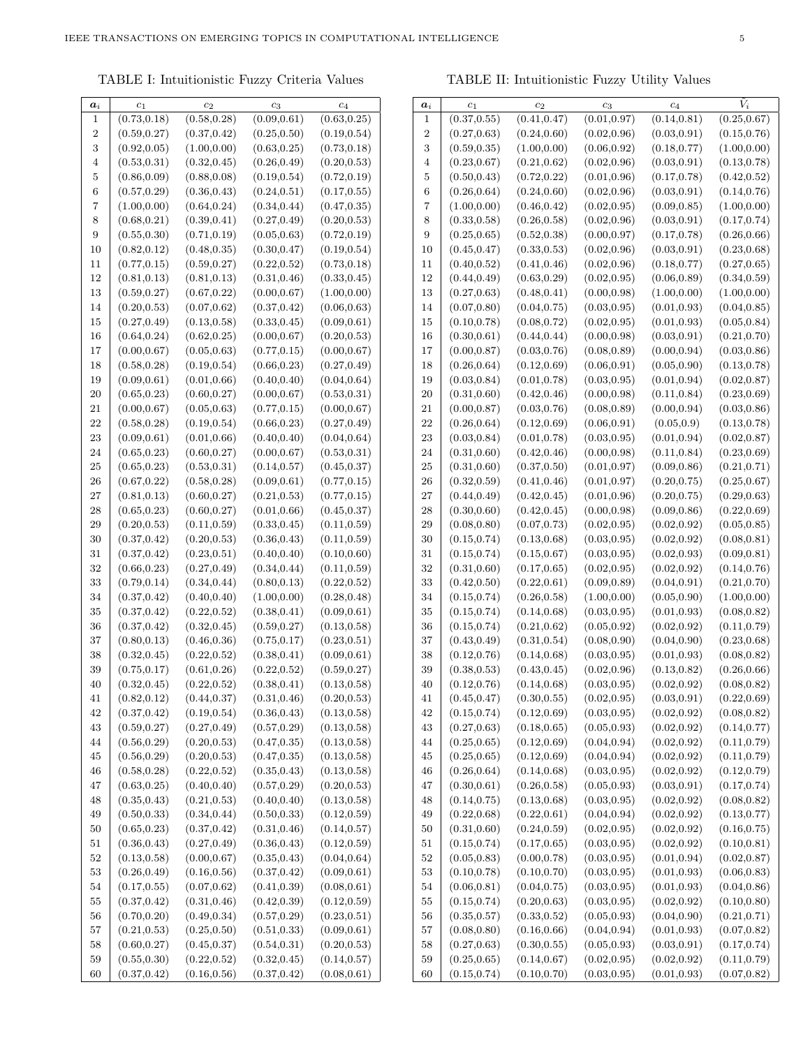TABLE I: Intuitionistic Fuzzy Criteria Values

| $\boldsymbol{a}_i$ | $c_1$ | $c_2$ | $c_3$ | $c_4$ |
|---|---|---|---|---|
| 1 | (0.73,0.18) | (0.58,0.28) | (0.09,0.61) | (0.63,0.25) |
| 2 | (0.59,0.27) | (0.37,0.42) | (0.25,0.50) | (0.19,0.54) |
| 3 | (0.92,0.05) | (1.00,0.00) | (0.63,0.25) | (0.73,0.18) |
| 4 | (0.53,0.31) | (0.32,0.45) | (0.26,0.49) | (0.20,0.53) |
| 5 | (0.86,0.09) | (0.88,0.08) | (0.19,0.54) | (0.72,0.19) |
| 6 | (0.57,0.29) | (0.36,0.43) | (0.24,0.51) | (0.17,0.55) |
| 7 | (1.00,0.00) | (0.64,0.24) | (0.34,0.44) | (0.47,0.35) |
| 8 | (0.68,0.21) | (0.39,0.41) | (0.27,0.49) | (0.20,0.53) |
| 9 | (0.55,0.30) | (0.71,0.19) | (0.05,0.63) | (0.72,0.19) |
| 10 | (0.82,0.12) | (0.48,0.35) | (0.30,0.47) | (0.19,0.54) |
| 11 | (0.77,0.15) | (0.59,0.27) | (0.22,0.52) | (0.73,0.18) |
| 12 | (0.81,0.13) | (0.81,0.13) | (0.31,0.46) | (0.33,0.45) |
| 13 | (0.59,0.27) | (0.67,0.22) | (0.00,0.67) | (1.00,0.00) |
| 14 | (0.20,0.53) | (0.07,0.62) | (0.37,0.42) | (0.06,0.63) |
| 15 | (0.27,0.49) | (0.13,0.58) | (0.33,0.45) | (0.09,0.61) |
| 16 | (0.64,0.24) | (0.62,0.25) | (0.00,0.67) | (0.20,0.53) |
| 17 | (0.00,0.67) | (0.05,0.63) | (0.77,0.15) | (0.00,0.67) |
| 18 | (0.58,0.28) | (0.19,0.54) | (0.66,0.23) | (0.27,0.49) |
| 19 | (0.09,0.61) | (0.01,0.66) | (0.40,0.40) | (0.04,0.64) |
| 20 | (0.65,0.23) | (0.60,0.27) | (0.00,0.67) | (0.53,0.31) |
| 21 | (0.00,0.67) | (0.05,0.63) | (0.77,0.15) | (0.00,0.67) |
| 22 | (0.58,0.28) | (0.19,0.54) | (0.66,0.23) | (0.27,0.49) |
| 23 | (0.09,0.61) | (0.01,0.66) | (0.40,0.40) | (0.04,0.64) |
| 24 | (0.65,0.23) | (0.60,0.27) | (0.00,0.67) | (0.53,0.31) |
| 25 | (0.65,0.23) | (0.53,0.31) | (0.14,0.57) | (0.45,0.37) |
| 26 | (0.67,0.22) | (0.58,0.28) | (0.09,0.61) | (0.77,0.15) |
| 27 | (0.81,0.13) | (0.60,0.27) | (0.21,0.53) | (0.77,0.15) |
| 28 | (0.65,0.23) | (0.60,0.27) | (0.01,0.66) | (0.45,0.37) |
| 29 | (0.20,0.53) | (0.11,0.59) | (0.33,0.45) | (0.11,0.59) |
| 30 | (0.37,0.42) | (0.20,0.53) | (0.36,0.43) | (0.11,0.59) |
| 31 | (0.37,0.42) | (0.23,0.51) | (0.40,0.40) | (0.10,0.60) |
| 32 | (0.66,0.23) | (0.27,0.49) | (0.34,0.44) | (0.11,0.59) |
| 33 | (0.79,0.14) | (0.34,0.44) | (0.80,0.13) | (0.22,0.52) |
| 34 | (0.37,0.42) | (0.40,0.40) | (1.00,0.00) | (0.28,0.48) |
| 35 | (0.37,0.42) | (0.22,0.52) | (0.38,0.41) | (0.09,0.61) |
| 36 | (0.37,0.42) | (0.32,0.45) | (0.59,0.27) | (0.13,0.58) |
| 37 | (0.80,0.13) | (0.46,0.36) | (0.75,0.17) | (0.23,0.51) |
| 38 | (0.32,0.45) | (0.22,0.52) | (0.38,0.41) | (0.09,0.61) |
| 39 | (0.75,0.17) | (0.61,0.26) | (0.22,0.52) | (0.59,0.27) |
| 40 | (0.32,0.45) | (0.22,0.52) | (0.38,0.41) | (0.13,0.58) |
| 41 | (0.82,0.12) | (0.44,0.37) | (0.31,0.46) | (0.20,0.53) |
| 42 | (0.37,0.42) | (0.19,0.54) | (0.36,0.43) | (0.13,0.58) |
| 43 | (0.59,0.27) | (0.27,0.49) | (0.57,0.29) | (0.13,0.58) |
| 44 | (0.56,0.29) | (0.20,0.53) | (0.47,0.35) | (0.13,0.58) |
| 45 | (0.56,0.29) | (0.20,0.53) | (0.47,0.35) | (0.13,0.58) |
| 46 | (0.58,0.28) | (0.22,0.52) | (0.35,0.43) | (0.13,0.58) |
| 47 | (0.63,0.25) | (0.40,0.40) | (0.57,0.29) | (0.20,0.53) |
| 48 | (0.35,0.43) | (0.21,0.53) | (0.40,0.40) | (0.13,0.58) |
| 49 | (0.50,0.33) | (0.34,0.44) | (0.50,0.33) | (0.12,0.59) |
| 50 | (0.65,0.23) | (0.37,0.42) | (0.31,0.46) | (0.14,0.57) |
| 51 | (0.36,0.43) | (0.27,0.49) | (0.36,0.43) | (0.12,0.59) |
| 52 | (0.13,0.58) | (0.00,0.67) | (0.35,0.43) | (0.04,0.64) |
| 53 | (0.26,0.49) | (0.16,0.56) | (0.37,0.42) | (0.09,0.61) |
| 54 | (0.17,0.55) | (0.07,0.62) | (0.41,0.39) | (0.08,0.61) |
| 55 | (0.37,0.42) | (0.31,0.46) | (0.42,0.39) | (0.12,0.59) |
| 56 | (0.70,0.20) | (0.49,0.34) | (0.57,0.29) | (0.23,0.51) |
| 57 | (0.21,0.53) | (0.25,0.50) | (0.51,0.33) | (0.09,0.61) |
| 58 | (0.60,0.27) | (0.45,0.37) | (0.54,0.31) | (0.20,0.53) |
| 59 | (0.55,0.30) | (0.22,0.52) | (0.32,0.45) | (0.14,0.57) |
| 60 | (0.37,0.42) | (0.16,0.56) | (0.37,0.42) | (0.08,0.61) |

TABLE II: Intuitionistic Fuzzy Utility Values

| $\boldsymbol{a}_i$ | $c_1$ | $c_2$ | $c_3$ | $c_4$ | $\tilde{V}_i$ |
|---|---|---|---|---|---|
| 1 | (0.37,0.55) | (0.41,0.47) | (0.01,0.97) | (0.14,0.81) | (0.25,0.67) |
| 2 | (0.27,0.63) | (0.24,0.60) | (0.02,0.96) | (0.03,0.91) | (0.15,0.76) |
| 3 | (0.59,0.35) | (1.00,0.00) | (0.06,0.92) | (0.18,0.77) | (1.00,0.00) |
| 4 | (0.23,0.67) | (0.21,0.62) | (0.02,0.96) | (0.03,0.91) | (0.13,0.78) |
| 5 | (0.50,0.43) | (0.72,0.22) | (0.01,0.96) | (0.17,0.78) | (0.42,0.52) |
| 6 | (0.26,0.64) | (0.24,0.60) | (0.02,0.96) | (0.03,0.91) | (0.14,0.76) |
| 7 | (1.00,0.00) | (0.46,0.42) | (0.02,0.95) | (0.09,0.85) | (1.00,0.00) |
| 8 | (0.33,0.58) | (0.26,0.58) | (0.02,0.96) | (0.03,0.91) | (0.17,0.74) |
| 9 | (0.25,0.65) | (0.52,0.38) | (0.00,0.97) | (0.17,0.78) | (0.26,0.66) |
| 10 | (0.45,0.47) | (0.33,0.53) | (0.02,0.96) | (0.03,0.91) | (0.23,0.68) |
| 11 | (0.40,0.52) | (0.41,0.46) | (0.02,0.96) | (0.18,0.77) | (0.27,0.65) |
| 12 | (0.44,0.49) | (0.63,0.29) | (0.02,0.95) | (0.06,0.89) | (0.34,0.59) |
| 13 | (0.27,0.63) | (0.48,0.41) | (0.00,0.98) | (1.00,0.00) | (1.00,0.00) |
| 14 | (0.07,0.80) | (0.04,0.75) | (0.03,0.95) | (0.01,0.93) | (0.04,0.85) |
| 15 | (0.10,0.78) | (0.08,0.72) | (0.02,0.95) | (0.01,0.93) | (0.05,0.84) |
| 16 | (0.30,0.61) | (0.44,0.44) | (0.00,0.98) | (0.03,0.91) | (0.21,0.70) |
| 17 | (0.00,0.87) | (0.03,0.76) | (0.08,0.89) | (0.00,0.94) | (0.03,0.86) |
| 18 | (0.26,0.64) | (0.12,0.69) | (0.06,0.91) | (0.05,0.90) | (0.13,0.78) |
| 19 | (0.03,0.84) | (0.01,0.78) | (0.03,0.95) | (0.01,0.94) | (0.02,0.87) |
| 20 | (0.31,0.60) | (0.42,0.46) | (0.00,0.98) | (0.11,0.84) | (0.23,0.69) |
| 21 | (0.00,0.87) | (0.03,0.76) | (0.08,0.89) | (0.00,0.94) | (0.03,0.86) |
| 22 | (0.26,0.64) | (0.12,0.69) | (0.06,0.91) | (0.05,0.9) | (0.13,0.78) |
| 23 | (0.03,0.84) | (0.01,0.78) | (0.03,0.95) | (0.01,0.94) | (0.02,0.87) |
| 24 | (0.31,0.60) | (0.42,0.46) | (0.00,0.98) | (0.11,0.84) | (0.23,0.69) |
| 25 | (0.31,0.60) | (0.37,0.50) | (0.01,0.97) | (0.09,0.86) | (0.21,0.71) |
| 26 | (0.32,0.59) | (0.41,0.46) | (0.01,0.97) | (0.20,0.75) | (0.25,0.67) |
| 27 | (0.44,0.49) | (0.42,0.45) | (0.01,0.96) | (0.20,0.75) | (0.29,0.63) |
| 28 | (0.30,0.60) | (0.42,0.45) | (0.00,0.98) | (0.09,0.86) | (0.22,0.69) |
| 29 | (0.08,0.80) | (0.07,0.73) | (0.02,0.95) | (0.02,0.92) | (0.05,0.85) |
| 30 | (0.15,0.74) | (0.13,0.68) | (0.03,0.95) | (0.02,0.92) | (0.08,0.81) |
| 31 | (0.15,0.74) | (0.15,0.67) | (0.03,0.95) | (0.02,0.93) | (0.09,0.81) |
| 32 | (0.31,0.60) | (0.17,0.65) | (0.02,0.95) | (0.02,0.92) | (0.14,0.76) |
| 33 | (0.42,0.50) | (0.22,0.61) | (0.09,0.89) | (0.04,0.91) | (0.21,0.70) |
| 34 | (0.15,0.74) | (0.26,0.58) | (1.00,0.00) | (0.05,0.90) | (1.00,0.00) |
| 35 | (0.15,0.74) | (0.14,0.68) | (0.03,0.95) | (0.01,0.93) | (0.08,0.82) |
| 36 | (0.15,0.74) | (0.21,0.62) | (0.05,0.92) | (0.02,0.92) | (0.11,0.79) |
| 37 | (0.43,0.49) | (0.31,0.54) | (0.08,0.90) | (0.04,0.90) | (0.23,0.68) |
| 38 | (0.12,0.76) | (0.14,0.68) | (0.03,0.95) | (0.01,0.93) | (0.08,0.82) |
| 39 | (0.38,0.53) | (0.43,0.45) | (0.02,0.96) | (0.13,0.82) | (0.26,0.66) |
| 40 | (0.12,0.76) | (0.14,0.68) | (0.03,0.95) | (0.02,0.92) | (0.08,0.82) |
| 41 | (0.45,0.47) | (0.30,0.55) | (0.02,0.95) | (0.03,0.91) | (0.22,0.69) |
| 42 | (0.15,0.74) | (0.12,0.69) | (0.03,0.95) | (0.02,0.92) | (0.08,0.82) |
| 43 | (0.27,0.63) | (0.18,0.65) | (0.05,0.93) | (0.02,0.92) | (0.14,0.77) |
| 44 | (0.25,0.65) | (0.12,0.69) | (0.04,0.94) | (0.02,0.92) | (0.11,0.79) |
| 45 | (0.25,0.65) | (0.12,0.69) | (0.04,0.94) | (0.02,0.92) | (0.11,0.79) |
| 46 | (0.26,0.64) | (0.14,0.68) | (0.03,0.95) | (0.02,0.92) | (0.12,0.79) |
| 47 | (0.30,0.61) | (0.26,0.58) | (0.05,0.93) | (0.03,0.91) | (0.17,0.74) |
| 48 | (0.14,0.75) | (0.13,0.68) | (0.03,0.95) | (0.02,0.92) | (0.08,0.82) |
| 49 | (0.22,0.68) | (0.22,0.61) | (0.04,0.94) | (0.02,0.92) | (0.13,0.77) |
| 50 | (0.31,0.60) | (0.24,0.59) | (0.02,0.95) | (0.02,0.92) | (0.16,0.75) |
| 51 | (0.15,0.74) | (0.17,0.65) | (0.03,0.95) | (0.02,0.92) | (0.10,0.81) |
| 52 | (0.05,0.83) | (0.00,0.78) | (0.03,0.95) | (0.01,0.94) | (0.02,0.87) |
| 53 | (0.10,0.78) | (0.10,0.70) | (0.03,0.95) | (0.01,0.93) | (0.06,0.83) |
| 54 | (0.06,0.81) | (0.04,0.75) | (0.03,0.95) | (0.01,0.93) | (0.04,0.86) |
| 55 | (0.15,0.74) | (0.20,0.63) | (0.03,0.95) | (0.02,0.92) | (0.10,0.80) |
| 56 | (0.35,0.57) | (0.33,0.52) | (0.05,0.93) | (0.04,0.90) | (0.21,0.71) |
| 57 | (0.08,0.80) | (0.16,0.66) | (0.04,0.94) | (0.01,0.93) | (0.07,0.82) |
| 58 | (0.27,0.63) | (0.30,0.55) | (0.05,0.93) | (0.03,0.91) | (0.17,0.74) |
| 59 | (0.25,0.65) | (0.14,0.67) | (0.02,0.95) | (0.02,0.92) | (0.11,0.79) |
| 60 | (0.15,0.74) | (0.10,0.70) | (0.03,0.95) | (0.01,0.93) | (0.07,0.82) |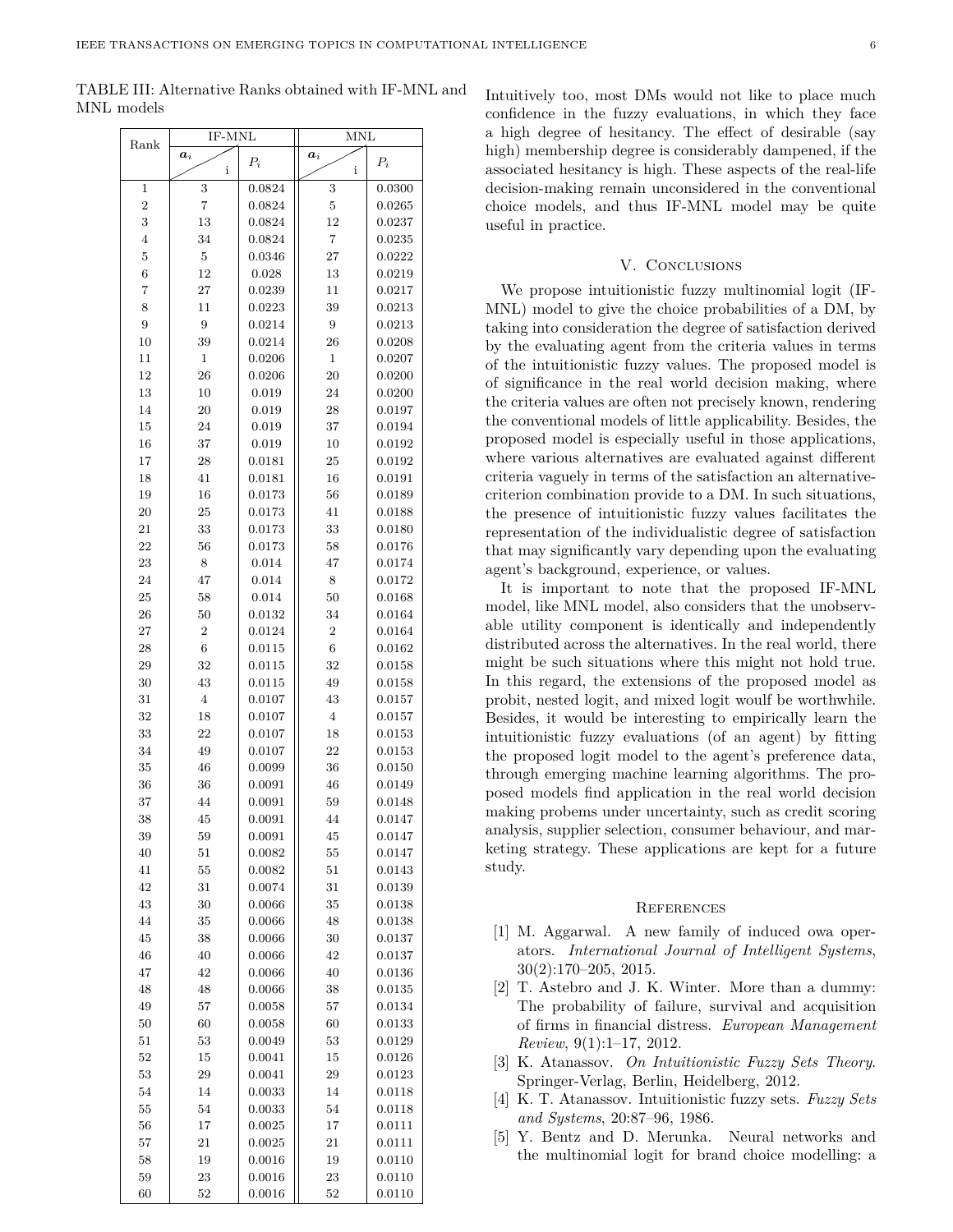TABLE III: Alternative Ranks obtained with IF-MNL and MNL models

| Rank | IF-MNL $a_i$ / i | IF-MNL $P_i$ | MNL $a_i$ / i | MNL $P_i$ |
|---|---|---|---|---|
| 1 | 3 | 0.0824 | 3 | 0.0300 |
| 2 | 7 | 0.0824 | 5 | 0.0265 |
| 3 | 13 | 0.0824 | 12 | 0.0237 |
| 4 | 34 | 0.0824 | 7 | 0.0235 |
| 5 | 5 | 0.0346 | 27 | 0.0222 |
| 6 | 12 | 0.028 | 13 | 0.0219 |
| 7 | 27 | 0.0239 | 11 | 0.0217 |
| 8 | 11 | 0.0223 | 39 | 0.0213 |
| 9 | 9 | 0.0214 | 9 | 0.0213 |
| 10 | 39 | 0.0214 | 26 | 0.0208 |
| 11 | 1 | 0.0206 | 1 | 0.0207 |
| 12 | 26 | 0.0206 | 20 | 0.0200 |
| 13 | 10 | 0.019 | 24 | 0.0200 |
| 14 | 20 | 0.019 | 28 | 0.0197 |
| 15 | 24 | 0.019 | 37 | 0.0194 |
| 16 | 37 | 0.019 | 10 | 0.0192 |
| 17 | 28 | 0.0181 | 25 | 0.0192 |
| 18 | 41 | 0.0181 | 16 | 0.0191 |
| 19 | 16 | 0.0173 | 56 | 0.0189 |
| 20 | 25 | 0.0173 | 41 | 0.0188 |
| 21 | 33 | 0.0173 | 33 | 0.0180 |
| 22 | 56 | 0.0173 | 58 | 0.0176 |
| 23 | 8 | 0.014 | 47 | 0.0174 |
| 24 | 47 | 0.014 | 8 | 0.0172 |
| 25 | 58 | 0.014 | 50 | 0.0168 |
| 26 | 50 | 0.0132 | 34 | 0.0164 |
| 27 | 2 | 0.0124 | 2 | 0.0164 |
| 28 | 6 | 0.0115 | 6 | 0.0162 |
| 29 | 32 | 0.0115 | 32 | 0.0158 |
| 30 | 43 | 0.0115 | 49 | 0.0158 |
| 31 | 4 | 0.0107 | 43 | 0.0157 |
| 32 | 18 | 0.0107 | 4 | 0.0157 |
| 33 | 22 | 0.0107 | 18 | 0.0153 |
| 34 | 49 | 0.0107 | 22 | 0.0153 |
| 35 | 46 | 0.0099 | 36 | 0.0150 |
| 36 | 36 | 0.0091 | 46 | 0.0149 |
| 37 | 44 | 0.0091 | 59 | 0.0148 |
| 38 | 45 | 0.0091 | 44 | 0.0147 |
| 39 | 59 | 0.0091 | 45 | 0.0147 |
| 40 | 51 | 0.0082 | 55 | 0.0147 |
| 41 | 55 | 0.0082 | 51 | 0.0143 |
| 42 | 31 | 0.0074 | 31 | 0.0139 |
| 43 | 30 | 0.0066 | 35 | 0.0138 |
| 44 | 35 | 0.0066 | 48 | 0.0138 |
| 45 | 38 | 0.0066 | 30 | 0.0137 |
| 46 | 40 | 0.0066 | 42 | 0.0137 |
| 47 | 42 | 0.0066 | 40 | 0.0136 |
| 48 | 48 | 0.0066 | 38 | 0.0135 |
| 49 | 57 | 0.0058 | 57 | 0.0134 |
| 50 | 60 | 0.0058 | 60 | 0.0133 |
| 51 | 53 | 0.0049 | 53 | 0.0129 |
| 52 | 15 | 0.0041 | 15 | 0.0126 |
| 53 | 29 | 0.0041 | 29 | 0.0123 |
| 54 | 14 | 0.0033 | 14 | 0.0118 |
| 55 | 54 | 0.0033 | 54 | 0.0118 |
| 56 | 17 | 0.0025 | 17 | 0.0111 |
| 57 | 21 | 0.0025 | 21 | 0.0111 |
| 58 | 19 | 0.0016 | 19 | 0.0110 |
| 59 | 23 | 0.0016 | 23 | 0.0110 |
| 60 | 52 | 0.0016 | 52 | 0.0110 |

Intuitively too, most DMs would not like to place much confidence in the fuzzy evaluations, in which they face a high degree of hesitancy. The effect of desirable (say high) membership degree is considerably dampened, if the associated hesitancy is high. These aspects of the real-life decision-making remain unconsidered in the conventional choice models, and thus IF-MNL model may be quite useful in practice.

## V. Conclusions

We propose intuitionistic fuzzy multinomial logit (IF-MNL) model to give the choice probabilities of a DM, by taking into consideration the degree of satisfaction derived by the evaluating agent from the criteria values in terms of the intuitionistic fuzzy values. The proposed model is of significance in the real world decision making, where the criteria values are often not precisely known, rendering the conventional models of little applicability. Besides, the proposed model is especially useful in those applications, where various alternatives are evaluated against different criteria vaguely in terms of the satisfaction an alternative-criterion combination provide to a DM. In such situations, the presence of intuitionistic fuzzy values facilitates the representation of the individualistic degree of satisfaction that may significantly vary depending upon the evaluating agent's background, experience, or values.

It is important to note that the proposed IF-MNL model, like MNL model, also considers that the unobservable utility component is identically and independently distributed across the alternatives. In the real world, there might be such situations where this might not hold true. In this regard, the extensions of the proposed model as probit, nested logit, and mixed logit woulf be worthwhile. Besides, it would be interesting to empirically learn the intuitionistic fuzzy evaluations (of an agent) by fitting the proposed logit model to the agent's preference data, through emerging machine learning algorithms. The proposed models find application in the real world decision making probems under uncertainty, such as credit scoring analysis, supplier selection, consumer behaviour, and marketing strategy. These applications are kept for a future study.

## References

[1] M. Aggarwal. A new family of induced owa operators. *International Journal of Intelligent Systems*, 30(2):170–205, 2015.

[2] T. Astebro and J. K. Winter. More than a dummy: The probability of failure, survival and acquisition of firms in financial distress. *European Management Review*, 9(1):1–17, 2012.

[3] K. Atanassov. *On Intuitionistic Fuzzy Sets Theory*. Springer-Verlag, Berlin, Heidelberg, 2012.

[4] K. T. Atanassov. Intuitionistic fuzzy sets. *Fuzzy Sets and Systems*, 20:87–96, 1986.

[5] Y. Bentz and D. Merunka. Neural networks and the multinomial logit for brand choice modelling: a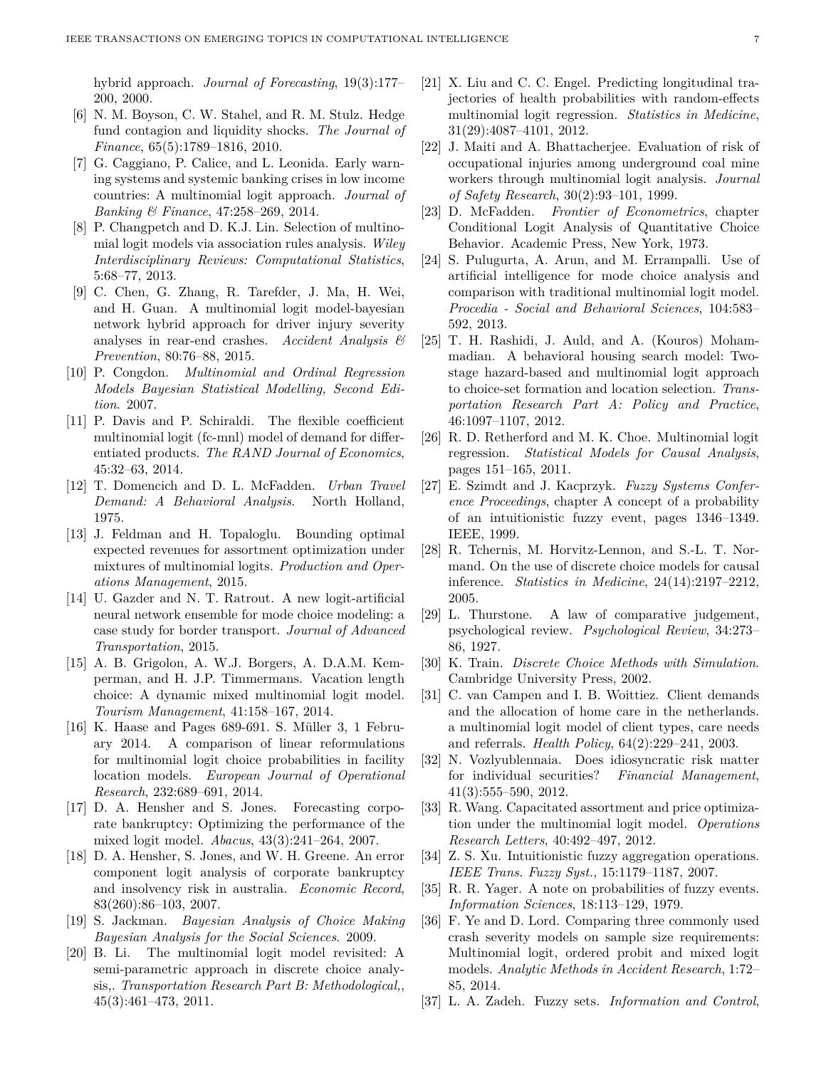hybrid approach. *Journal of Forecasting*, 19(3):177–200, 2000.

[6] N. M. Boyson, C. W. Stahel, and R. M. Stulz. Hedge fund contagion and liquidity shocks. *The Journal of Finance*, 65(5):1789–1816, 2010.

[7] G. Caggiano, P. Calice, and L. Leonida. Early warning systems and systemic banking crises in low income countries: A multinomial logit approach. *Journal of Banking & Finance*, 47:258–269, 2014.

[8] P. Changpetch and D. K.J. Lin. Selection of multinomial logit models via association rules analysis. *Wiley Interdisciplinary Reviews: Computational Statistics*, 5:68–77, 2013.

[9] C. Chen, G. Zhang, R. Tarefder, J. Ma, H. Wei, and H. Guan. A multinomial logit model-bayesian network hybrid approach for driver injury severity analyses in rear-end crashes. *Accident Analysis & Prevention*, 80:76–88, 2015.

[10] P. Congdon. *Multinomial and Ordinal Regression Models Bayesian Statistical Modelling, Second Edition*. 2007.

[11] P. Davis and P. Schiraldi. The flexible coefficient multinomial logit (fc-mnl) model of demand for differentiated products. *The RAND Journal of Economics*, 45:32–63, 2014.

[12] T. Domencich and D. L. McFadden. *Urban Travel Demand: A Behavioral Analysis*. North Holland, 1975.

[13] J. Feldman and H. Topaloglu. Bounding optimal expected revenues for assortment optimization under mixtures of multinomial logits. *Production and Operations Management*, 2015.

[14] U. Gazder and N. T. Ratrout. A new logit-artificial neural network ensemble for mode choice modeling: a case study for border transport. *Journal of Advanced Transportation*, 2015.

[15] A. B. Grigolon, A. W.J. Borgers, A. D.A.M. Kemperman, and H. J.P. Timmermans. Vacation length choice: A dynamic mixed multinomial logit model. *Tourism Management*, 41:158–167, 2014.

[16] K. Haase and Pages 689-691. S. Müller 3, 1 February 2014. A comparison of linear reformulations for multinomial logit choice probabilities in facility location models. *European Journal of Operational Research*, 232:689–691, 2014.

[17] D. A. Hensher and S. Jones. Forecasting corporate bankruptcy: Optimizing the performance of the mixed logit model. *Abacus*, 43(3):241–264, 2007.

[18] D. A. Hensher, S. Jones, and W. H. Greene. An error component logit analysis of corporate bankruptcy and insolvency risk in australia. *Economic Record*, 83(260):86–103, 2007.

[19] S. Jackman. *Bayesian Analysis of Choice Making Bayesian Analysis for the Social Sciences*. 2009.

[20] B. Li. The multinomial logit model revisited: A semi-parametric approach in discrete choice analysis,. *Transportation Research Part B: Methodological,*, 45(3):461–473, 2011.

[21] X. Liu and C. C. Engel. Predicting longitudinal trajectories of health probabilities with random-effects multinomial logit regression. *Statistics in Medicine*, 31(29):4087–4101, 2012.

[22] J. Maiti and A. Bhattacherjee. Evaluation of risk of occupational injuries among underground coal mine workers through multinomial logit analysis. *Journal of Safety Research*, 30(2):93–101, 1999.

[23] D. McFadden. *Frontier of Econometrics*, chapter Conditional Logit Analysis of Quantitative Choice Behavior. Academic Press, New York, 1973.

[24] S. Pulugurta, A. Arun, and M. Errampalli. Use of artificial intelligence for mode choice analysis and comparison with traditional multinomial logit model. *Procedia - Social and Behavioral Sciences*, 104:583–592, 2013.

[25] T. H. Rashidi, J. Auld, and A. (Kouros) Mohammadian. A behavioral housing search model: Two-stage hazard-based and multinomial logit approach to choice-set formation and location selection. *Transportation Research Part A: Policy and Practice*, 46:1097–1107, 2012.

[26] R. D. Retherford and M. K. Choe. Multinomial logit regression. *Statistical Models for Causal Analysis*, pages 151–165, 2011.

[27] E. Szimdt and J. Kacprzyk. *Fuzzy Systems Conference Proceedings*, chapter A concept of a probability of an intuitionistic fuzzy event, pages 1346–1349. IEEE, 1999.

[28] R. Tchernis, M. Horvitz-Lennon, and S.-L. T. Normand. On the use of discrete choice models for causal inference. *Statistics in Medicine*, 24(14):2197–2212, 2005.

[29] L. Thurstone. A law of comparative judgement, psychological review. *Psychological Review*, 34:273–86, 1927.

[30] K. Train. *Discrete Choice Methods with Simulation*. Cambridge University Press, 2002.

[31] C. van Campen and I. B. Woittiez. Client demands and the allocation of home care in the netherlands. a multinomial logit model of client types, care needs and referrals. *Health Policy*, 64(2):229–241, 2003.

[32] N. Vozlyublennaia. Does idiosyncratic risk matter for individual securities? *Financial Management*, 41(3):555–590, 2012.

[33] R. Wang. Capacitated assortment and price optimization under the multinomial logit model. *Operations Research Letters*, 40:492–497, 2012.

[34] Z. S. Xu. Intuitionistic fuzzy aggregation operations. *IEEE Trans. Fuzzy Syst.*, 15:1179–1187, 2007.

[35] R. R. Yager. A note on probabilities of fuzzy events. *Information Sciences*, 18:113–129, 1979.

[36] F. Ye and D. Lord. Comparing three commonly used crash severity models on sample size requirements: Multinomial logit, ordered probit and mixed logit models. *Analytic Methods in Accident Research*, 1:72–85, 2014.

[37] L. A. Zadeh. Fuzzy sets. *Information and Control*,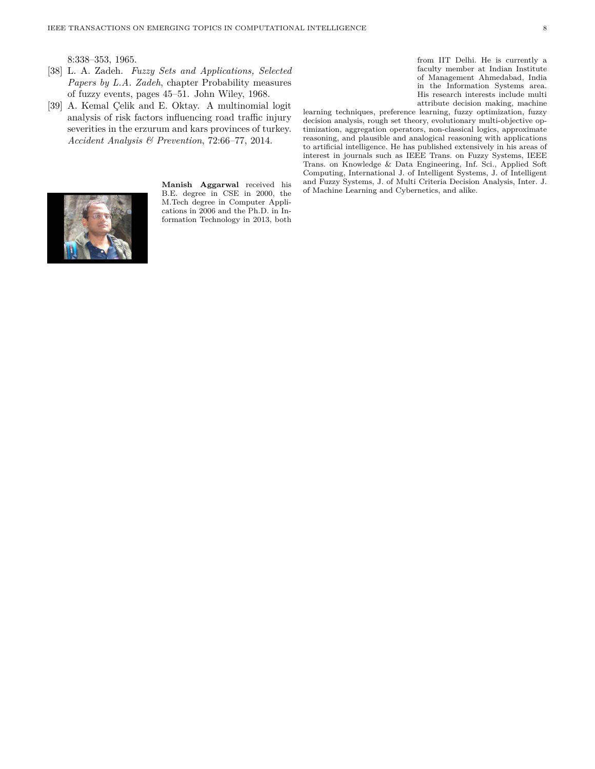8:338–353, 1965.

[38] L. A. Zadeh. *Fuzzy Sets and Applications, Selected Papers by L.A. Zadeh*, chapter Probability measures of fuzzy events, pages 45–51. John Wiley, 1968.

[39] A. Kemal Çelik and E. Oktay. A multinomial logit analysis of risk factors influencing road traffic injury severities in the erzurum and kars provinces of turkey. *Accident Analysis & Prevention*, 72:66–77, 2014.

**Manish Aggarwal** received his B.E. degree in CSE in 2000, the M.Tech degree in Computer Applications in 2006 and the Ph.D. in Information Technology in 2013, both from IIT Delhi. He is currently a faculty member at Indian Institute of Management Ahmedabad, India in the Information Systems area. His research interests include multi attribute decision making, machine learning techniques, preference learning, fuzzy optimization, fuzzy decision analysis, rough set theory, evolutionary multi-objective optimization, aggregation operators, non-classical logics, approximate reasoning, and plausible and analogical reasoning with applications to artificial intelligence. He has published extensively in his areas of interest in journals such as IEEE Trans. on Fuzzy Systems, IEEE Trans. on Knowledge & Data Engineering, Inf. Sci., Applied Soft Computing, International J. of Intelligent Systems, J. of Intelligent and Fuzzy Systems, J. of Multi Criteria Decision Analysis, Inter. J. of Machine Learning and Cybernetics, and alike.